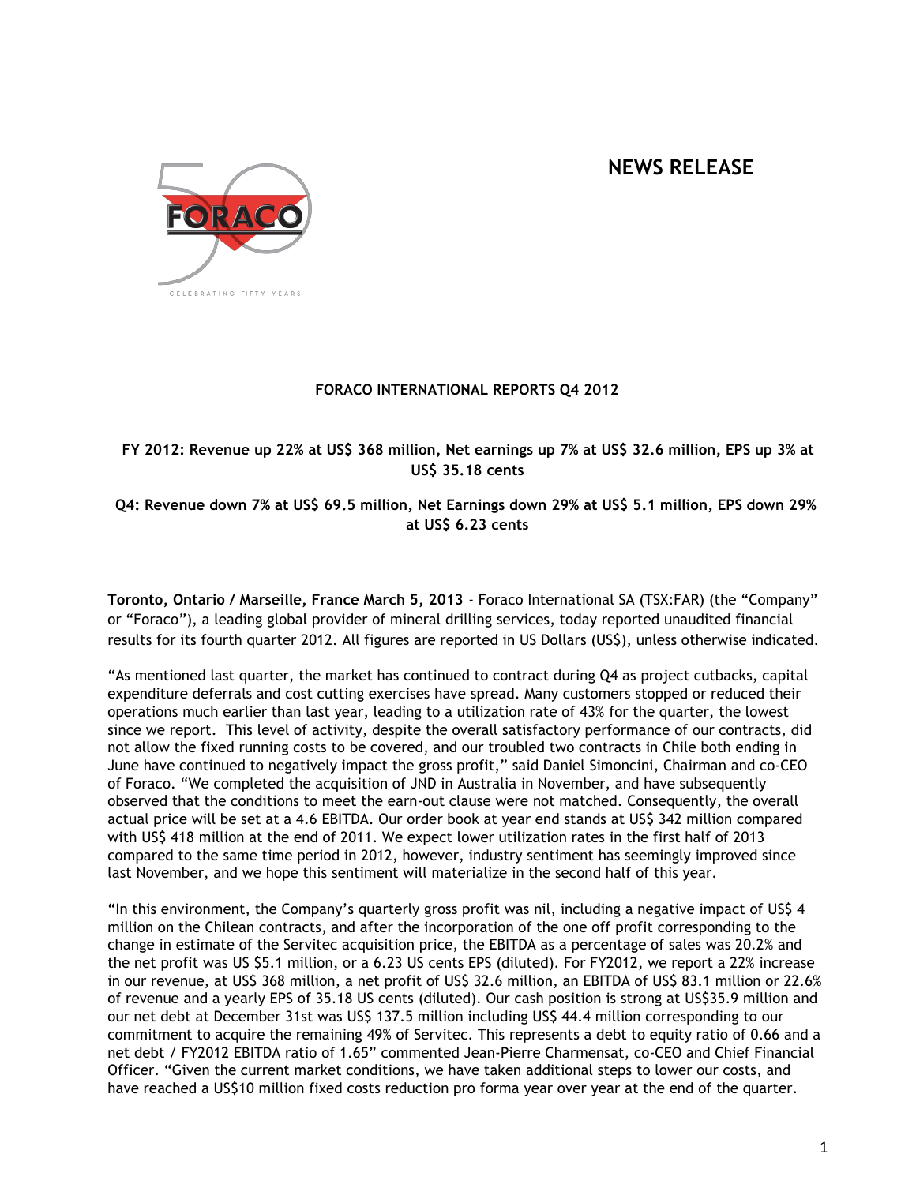# NEWS RELEASE

**FORACO INTERNATIONAL REPORTS Q4 2012**

**FY 2012: Revenue up 22% at US$ 368 million, Net earnings up 7% at US$ 32.6 million, EPS up 3% at US$ 35.18 cents**

**Q4: Revenue down 7% at US$ 69.5 million, Net Earnings down 29% at US$ 5.1 million, EPS down 29% at US$ 6.23 cents**

**Toronto, Ontario / Marseille, France March 5, 2013** - Foraco International SA (TSX:FAR) (the "Company" or "Foraco"), a leading global provider of mineral drilling services, today reported unaudited financial results for its fourth quarter 2012. All figures are reported in US Dollars (US$), unless otherwise indicated.

"As mentioned last quarter, the market has continued to contract during Q4 as project cutbacks, capital expenditure deferrals and cost cutting exercises have spread. Many customers stopped or reduced their operations much earlier than last year, leading to a utilization rate of 43% for the quarter, the lowest since we report. This level of activity, despite the overall satisfactory performance of our contracts, did not allow the fixed running costs to be covered, and our troubled two contracts in Chile both ending in June have continued to negatively impact the gross profit," said Daniel Simoncini, Chairman and co-CEO of Foraco. "We completed the acquisition of JND in Australia in November, and have subsequently observed that the conditions to meet the earn-out clause were not matched. Consequently, the overall actual price will be set at a 4.6 EBITDA. Our order book at year end stands at US$ 342 million compared with US$ 418 million at the end of 2011. We expect lower utilization rates in the first half of 2013 compared to the same time period in 2012, however, industry sentiment has seemingly improved since last November, and we hope this sentiment will materialize in the second half of this year.

"In this environment, the Company's quarterly gross profit was nil, including a negative impact of US$ 4 million on the Chilean contracts, and after the incorporation of the one off profit corresponding to the change in estimate of the Servitec acquisition price, the EBITDA as a percentage of sales was 20.2% and the net profit was US $5.1 million, or a 6.23 US cents EPS (diluted). For FY2012, we report a 22% increase in our revenue, at US$ 368 million, a net profit of US$ 32.6 million, an EBITDA of US$ 83.1 million or 22.6% of revenue and a yearly EPS of 35.18 US cents (diluted). Our cash position is strong at US$35.9 million and our net debt at December 31st was US$ 137.5 million including US$ 44.4 million corresponding to our commitment to acquire the remaining 49% of Servitec. This represents a debt to equity ratio of 0.66 and a net debt / FY2012 EBITDA ratio of 1.65" commented Jean-Pierre Charmensat, co-CEO and Chief Financial Officer. "Given the current market conditions, we have taken additional steps to lower our costs, and have reached a US$10 million fixed costs reduction pro forma year over year at the end of the quarter.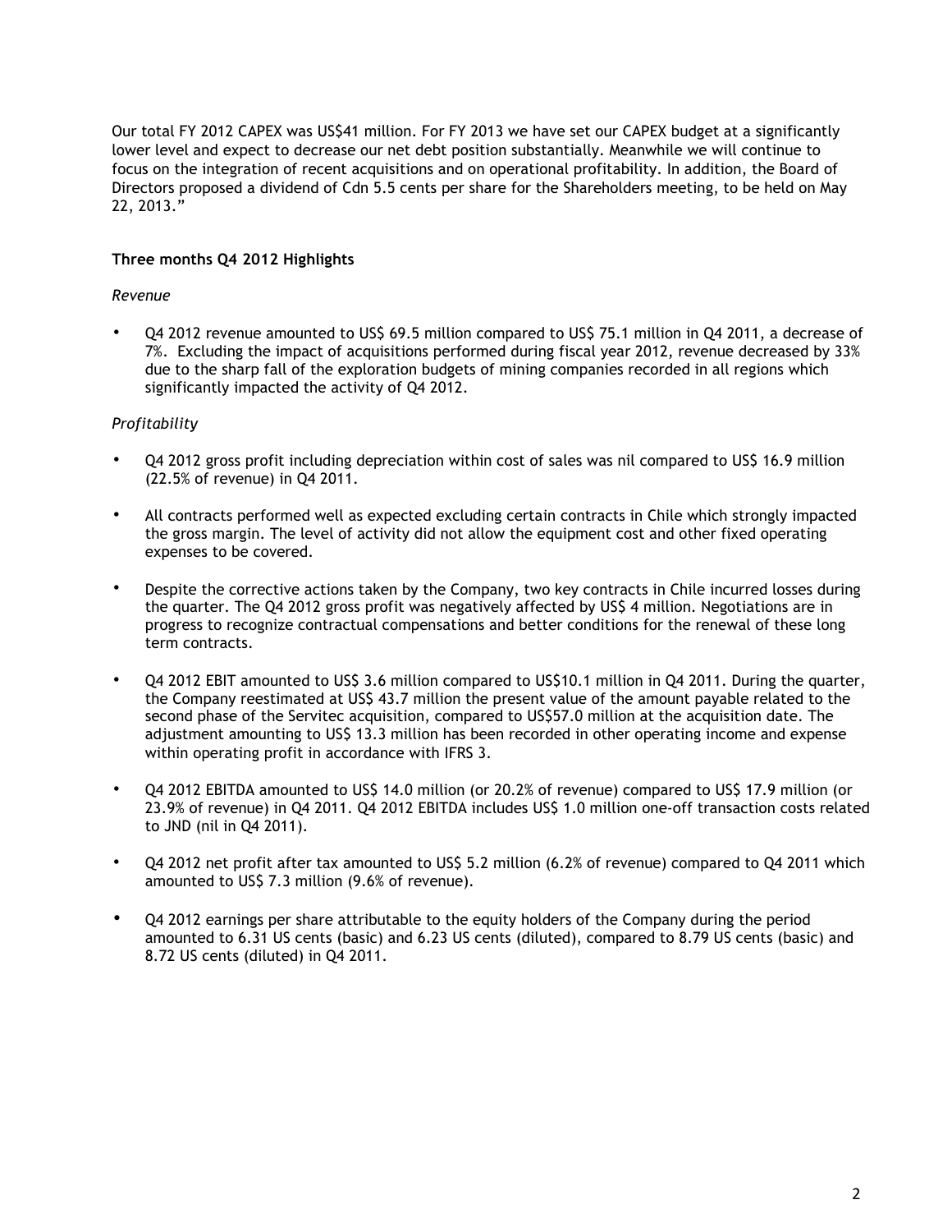Our total FY 2012 CAPEX was US$41 million. For FY 2013 we have set our CAPEX budget at a significantly lower level and expect to decrease our net debt position substantially. Meanwhile we will continue to focus on the integration of recent acquisitions and on operational profitability. In addition, the Board of Directors proposed a dividend of Cdn 5.5 cents per share for the Shareholders meeting, to be held on May 22, 2013."

**Three months Q4 2012 Highlights**

*Revenue*

- Q4 2012 revenue amounted to US$ 69.5 million compared to US$ 75.1 million in Q4 2011, a decrease of 7%. Excluding the impact of acquisitions performed during fiscal year 2012, revenue decreased by 33% due to the sharp fall of the exploration budgets of mining companies recorded in all regions which significantly impacted the activity of Q4 2012.

*Profitability*

- Q4 2012 gross profit including depreciation within cost of sales was nil compared to US$ 16.9 million (22.5% of revenue) in Q4 2011.
- All contracts performed well as expected excluding certain contracts in Chile which strongly impacted the gross margin. The level of activity did not allow the equipment cost and other fixed operating expenses to be covered.
- Despite the corrective actions taken by the Company, two key contracts in Chile incurred losses during the quarter. The Q4 2012 gross profit was negatively affected by US$ 4 million. Negotiations are in progress to recognize contractual compensations and better conditions for the renewal of these long term contracts.
- Q4 2012 EBIT amounted to US$ 3.6 million compared to US$10.1 million in Q4 2011. During the quarter, the Company reestimated at US$ 43.7 million the present value of the amount payable related to the second phase of the Servitec acquisition, compared to US$57.0 million at the acquisition date. The adjustment amounting to US$ 13.3 million has been recorded in other operating income and expense within operating profit in accordance with IFRS 3.
- Q4 2012 EBITDA amounted to US$ 14.0 million (or 20.2% of revenue) compared to US$ 17.9 million (or 23.9% of revenue) in Q4 2011. Q4 2012 EBITDA includes US$ 1.0 million one-off transaction costs related to JND (nil in Q4 2011).
- Q4 2012 net profit after tax amounted to US$ 5.2 million (6.2% of revenue) compared to Q4 2011 which amounted to US$ 7.3 million (9.6% of revenue).
- Q4 2012 earnings per share attributable to the equity holders of the Company during the period amounted to 6.31 US cents (basic) and 6.23 US cents (diluted), compared to 8.79 US cents (basic) and 8.72 US cents (diluted) in Q4 2011.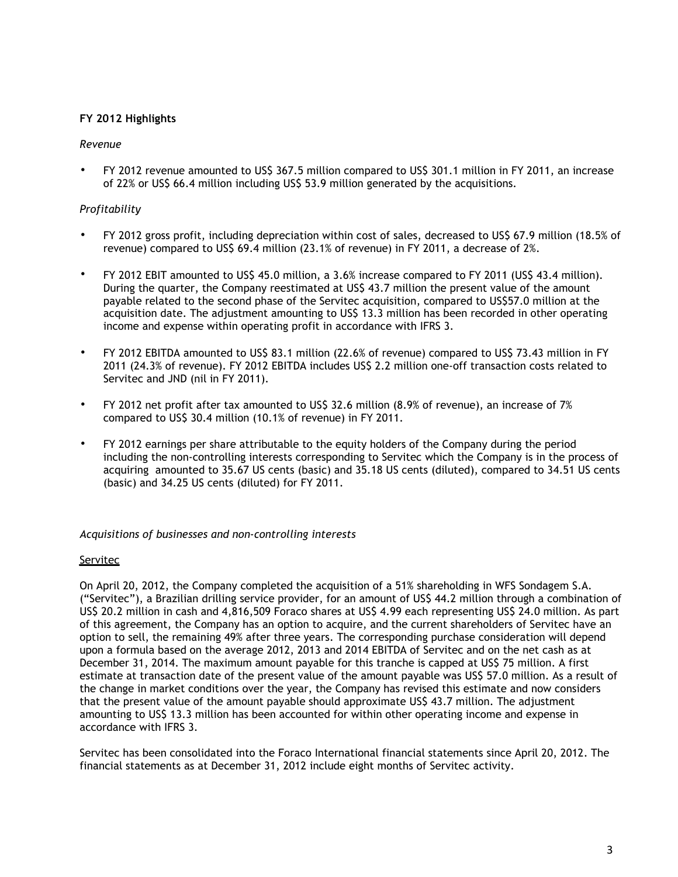**FY 2012 Highlights**

*Revenue*

- FY 2012 revenue amounted to US$ 367.5 million compared to US$ 301.1 million in FY 2011, an increase of 22% or US$ 66.4 million including US$ 53.9 million generated by the acquisitions.

*Profitability*

- FY 2012 gross profit, including depreciation within cost of sales, decreased to US$ 67.9 million (18.5% of revenue) compared to US$ 69.4 million (23.1% of revenue) in FY 2011, a decrease of 2%.

- FY 2012 EBIT amounted to US$ 45.0 million, a 3.6% increase compared to FY 2011 (US$ 43.4 million). During the quarter, the Company reestimated at US$ 43.7 million the present value of the amount payable related to the second phase of the Servitec acquisition, compared to US$57.0 million at the acquisition date. The adjustment amounting to US$ 13.3 million has been recorded in other operating income and expense within operating profit in accordance with IFRS 3.

- FY 2012 EBITDA amounted to US$ 83.1 million (22.6% of revenue) compared to US$ 73.43 million in FY 2011 (24.3% of revenue). FY 2012 EBITDA includes US$ 2.2 million one-off transaction costs related to Servitec and JND (nil in FY 2011).

- FY 2012 net profit after tax amounted to US$ 32.6 million (8.9% of revenue), an increase of 7% compared to US$ 30.4 million (10.1% of revenue) in FY 2011.

- FY 2012 earnings per share attributable to the equity holders of the Company during the period including the non-controlling interests corresponding to Servitec which the Company is in the process of acquiring amounted to 35.67 US cents (basic) and 35.18 US cents (diluted), compared to 34.51 US cents (basic) and 34.25 US cents (diluted) for FY 2011.

*Acquisitions of businesses and non-controlling interests*

Servitec

On April 20, 2012, the Company completed the acquisition of a 51% shareholding in WFS Sondagem S.A. ("Servitec"), a Brazilian drilling service provider, for an amount of US$ 44.2 million through a combination of US$ 20.2 million in cash and 4,816,509 Foraco shares at US$ 4.99 each representing US$ 24.0 million. As part of this agreement, the Company has an option to acquire, and the current shareholders of Servitec have an option to sell, the remaining 49% after three years. The corresponding purchase consideration will depend upon a formula based on the average 2012, 2013 and 2014 EBITDA of Servitec and on the net cash as at December 31, 2014. The maximum amount payable for this tranche is capped at US$ 75 million. A first estimate at transaction date of the present value of the amount payable was US$ 57.0 million. As a result of the change in market conditions over the year, the Company has revised this estimate and now considers that the present value of the amount payable should approximate US$ 43.7 million. The adjustment amounting to US$ 13.3 million has been accounted for within other operating income and expense in accordance with IFRS 3.

Servitec has been consolidated into the Foraco International financial statements since April 20, 2012. The financial statements as at December 31, 2012 include eight months of Servitec activity.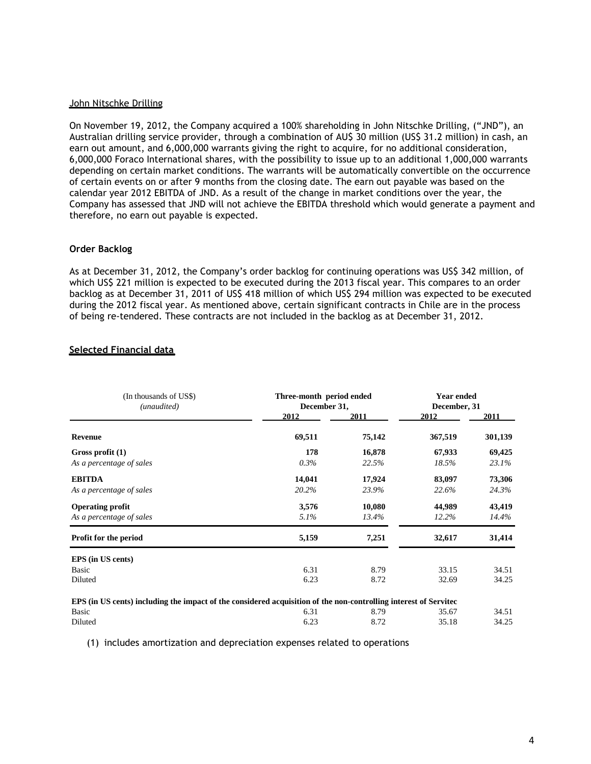## John Nitschke Drilling

On November 19, 2012, the Company acquired a 100% shareholding in John Nitschke Drilling, ("JND"), an Australian drilling service provider, through a combination of AU$ 30 million (US$ 31.2 million) in cash, an earn out amount, and 6,000,000 warrants giving the right to acquire, for no additional consideration, 6,000,000 Foraco International shares, with the possibility to issue up to an additional 1,000,000 warrants depending on certain market conditions. The warrants will be automatically convertible on the occurrence of certain events on or after 9 months from the closing date. The earn out payable was based on the calendar year 2012 EBITDA of JND. As a result of the change in market conditions over the year, the Company has assessed that JND will not achieve the EBITDA threshold which would generate a payment and therefore, no earn out payable is expected.

### Order Backlog

As at December 31, 2012, the Company's order backlog for continuing operations was US$ 342 million, of which US$ 221 million is expected to be executed during the 2013 fiscal year. This compares to an order backlog as at December 31, 2011 of US$ 418 million of which US$ 294 million was expected to be executed during the 2012 fiscal year. As mentioned above, certain significant contracts in Chile are in the process of being re-tendered. These contracts are not included in the backlog as at December 31, 2012.

## Selected Financial data

| (In thousands of US$) *(unaudited)* | Three-month period ended December 31, | | Year ended December, 31 | |
|---|---|---|---|---|
| | 2012 | 2011 | 2012 | 2011 |
| **Revenue** | **69,511** | **75,142** | **367,519** | **301,139** |
| **Gross profit (1)** | **178** | **16,878** | **67,933** | **69,425** |
| *As a percentage of sales* | *0.3%* | *22.5%* | *18.5%* | *23.1%* |
| **EBITDA** | **14,041** | **17,924** | **83,097** | **73,306** |
| *As a percentage of sales* | *20.2%* | *23.9%* | *22.6%* | *24.3%* |
| **Operating profit** | **3,576** | **10,080** | **44,989** | **43,419** |
| *As a percentage of sales* | *5.1%* | *13.4%* | *12.2%* | *14.4%* |
| **Profit for the period** | **5,159** | **7,251** | **32,617** | **31,414** |
| **EPS (in US cents)** | | | | |
| Basic | 6.31 | 8.79 | 33.15 | 34.51 |
| Diluted | 6.23 | 8.72 | 32.69 | 34.25 |
| **EPS (in US cents) including the impact of the considered acquisition of the non-controlling interest of Servitec** | | | | |
| Basic | 6.31 | 8.79 | 35.67 | 34.51 |
| Diluted | 6.23 | 8.72 | 35.18 | 34.25 |

(1) includes amortization and depreciation expenses related to operations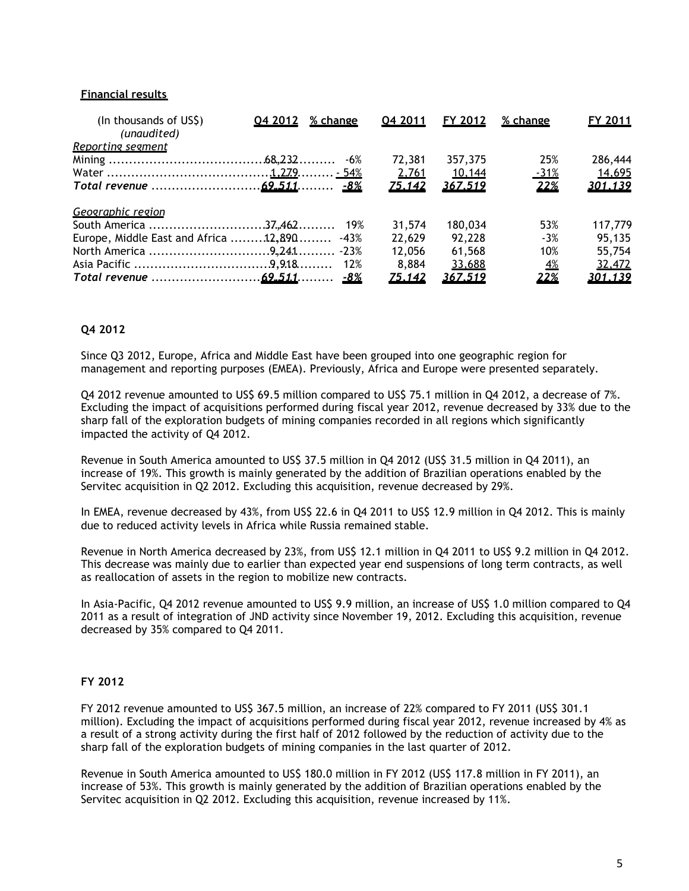**Financial results**

| (In thousands of US$) *(unaudited)* | Q4 2012 | % change | Q4 2011 | FY 2012 | % change | FY 2011 |
|---|---|---|---|---|---|---|
| *Reporting segment* | | | | | | |
| Mining | 68,232 | -6% | 72,381 | 357,375 | 25% | 286,444 |
| Water | 1,279 | - 54% | 2,761 | 10,144 | -31% | 14,695 |
| ***Total revenue*** | ***69,511*** | ***-8%*** | ***75,142*** | ***367,519*** | ***22%*** | ***301,139*** |
| *Geographic region* | | | | | | |
| South America | 37,462 | 19% | 31,574 | 180,034 | 53% | 117,779 |
| Europe, Middle East and Africa | 12,890 | -43% | 22,629 | 92,228 | -3% | 95,135 |
| North America | 9,241 | -23% | 12,056 | 61,568 | 10% | 55,754 |
| Asia Pacific | 9,918 | 12% | 8,884 | 33,688 | 4% | 32,472 |
| ***Total revenue*** | ***69,511*** | ***-8%*** | ***75,142*** | ***367,519*** | ***22%*** | ***301,139*** |

**Q4 2012**

Since Q3 2012, Europe, Africa and Middle East have been grouped into one geographic region for management and reporting purposes (EMEA). Previously, Africa and Europe were presented separately.

Q4 2012 revenue amounted to US$ 69.5 million compared to US$ 75.1 million in Q4 2012, a decrease of 7%. Excluding the impact of acquisitions performed during fiscal year 2012, revenue decreased by 33% due to the sharp fall of the exploration budgets of mining companies recorded in all regions which significantly impacted the activity of Q4 2012.

Revenue in South America amounted to US$ 37.5 million in Q4 2012 (US$ 31.5 million in Q4 2011), an increase of 19%. This growth is mainly generated by the addition of Brazilian operations enabled by the Servitec acquisition in Q2 2012. Excluding this acquisition, revenue decreased by 29%.

In EMEA, revenue decreased by 43%, from US$ 22.6 in Q4 2011 to US$ 12.9 million in Q4 2012. This is mainly due to reduced activity levels in Africa while Russia remained stable.

Revenue in North America decreased by 23%, from US$ 12.1 million in Q4 2011 to US$ 9.2 million in Q4 2012. This decrease was mainly due to earlier than expected year end suspensions of long term contracts, as well as reallocation of assets in the region to mobilize new contracts.

In Asia-Pacific, Q4 2012 revenue amounted to US$ 9.9 million, an increase of US$ 1.0 million compared to Q4 2011 as a result of integration of JND activity since November 19, 2012. Excluding this acquisition, revenue decreased by 35% compared to Q4 2011.

**FY 2012**

FY 2012 revenue amounted to US$ 367.5 million, an increase of 22% compared to FY 2011 (US$ 301.1 million). Excluding the impact of acquisitions performed during fiscal year 2012, revenue increased by 4% as a result of a strong activity during the first half of 2012 followed by the reduction of activity due to the sharp fall of the exploration budgets of mining companies in the last quarter of 2012.

Revenue in South America amounted to US$ 180.0 million in FY 2012 (US$ 117.8 million in FY 2011), an increase of 53%. This growth is mainly generated by the addition of Brazilian operations enabled by the Servitec acquisition in Q2 2012. Excluding this acquisition, revenue increased by 11%.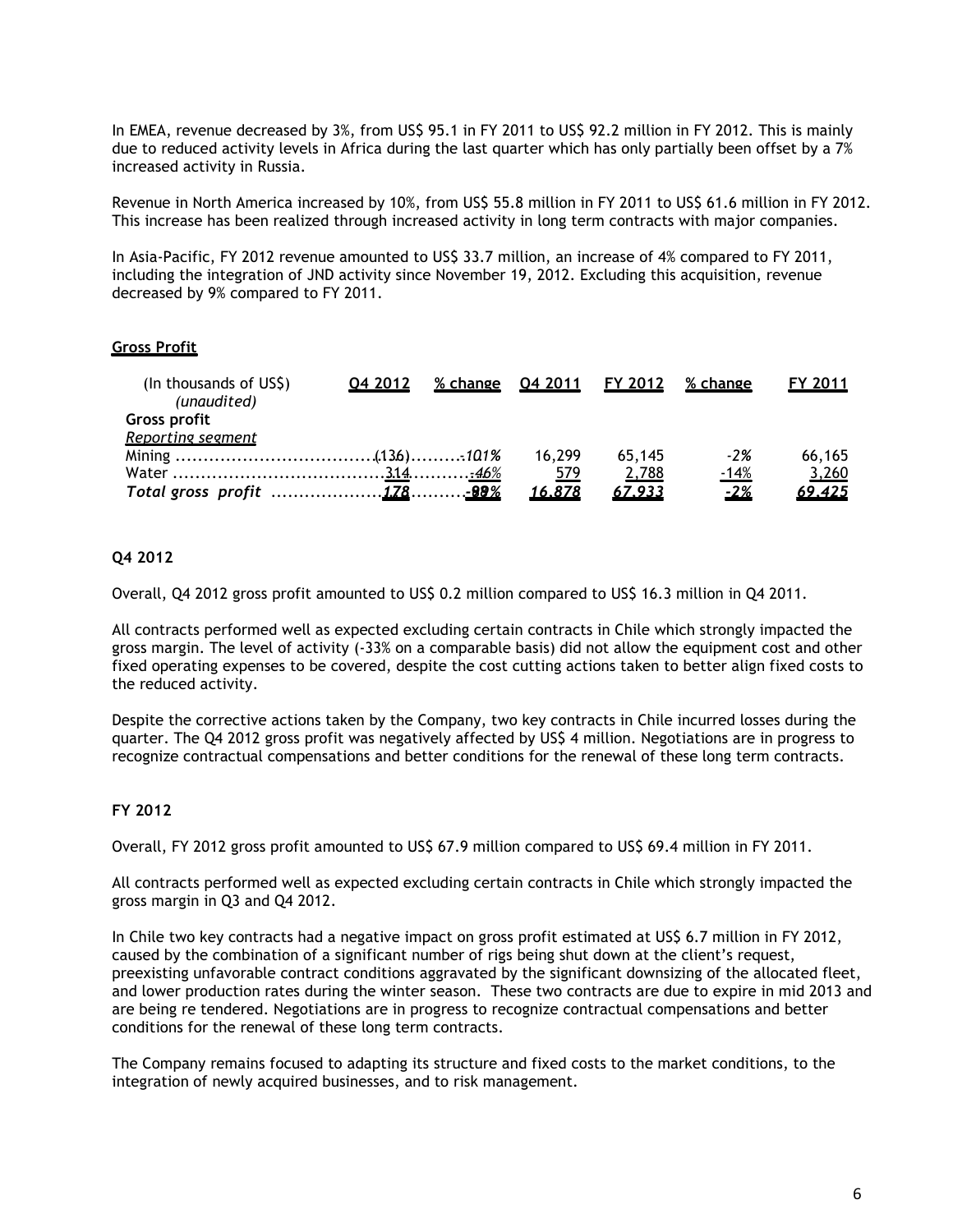In EMEA, revenue decreased by 3%, from US$ 95.1 in FY 2011 to US$ 92.2 million in FY 2012. This is mainly due to reduced activity levels in Africa during the last quarter which has only partially been offset by a 7% increased activity in Russia.

Revenue in North America increased by 10%, from US$ 55.8 million in FY 2011 to US$ 61.6 million in FY 2012. This increase has been realized through increased activity in long term contracts with major companies.

In Asia-Pacific, FY 2012 revenue amounted to US$ 33.7 million, an increase of 4% compared to FY 2011, including the integration of JND activity since November 19, 2012. Excluding this acquisition, revenue decreased by 9% compared to FY 2011.

## Gross Profit

| (In thousands of US$) *(unaudited)* | Q4 2012 | % change | Q4 2011 | FY 2012 | % change | FY 2011 |
|---|---|---|---|---|---|---|
| **Gross profit** | | | | | | |
| *Reporting segment* | | | | | | |
| Mining | (136) | -101% | 16,299 | 65,145 | -2% | 66,165 |
| Water | 314 | -46% | 579 | 2,788 | -14% | 3,260 |
| ***Total gross profit*** | ***178*** | ***-99%*** | ***16,878*** | ***67,933*** | ***-2%*** | ***69,425*** |

### Q4 2012

Overall, Q4 2012 gross profit amounted to US$ 0.2 million compared to US$ 16.3 million in Q4 2011.

All contracts performed well as expected excluding certain contracts in Chile which strongly impacted the gross margin. The level of activity (-33% on a comparable basis) did not allow the equipment cost and other fixed operating expenses to be covered, despite the cost cutting actions taken to better align fixed costs to the reduced activity.

Despite the corrective actions taken by the Company, two key contracts in Chile incurred losses during the quarter. The Q4 2012 gross profit was negatively affected by US$ 4 million. Negotiations are in progress to recognize contractual compensations and better conditions for the renewal of these long term contracts.

### FY 2012

Overall, FY 2012 gross profit amounted to US$ 67.9 million compared to US$ 69.4 million in FY 2011.

All contracts performed well as expected excluding certain contracts in Chile which strongly impacted the gross margin in Q3 and Q4 2012.

In Chile two key contracts had a negative impact on gross profit estimated at US$ 6.7 million in FY 2012, caused by the combination of a significant number of rigs being shut down at the client's request, preexisting unfavorable contract conditions aggravated by the significant downsizing of the allocated fleet, and lower production rates during the winter season. These two contracts are due to expire in mid 2013 and are being re tendered. Negotiations are in progress to recognize contractual compensations and better conditions for the renewal of these long term contracts.

The Company remains focused to adapting its structure and fixed costs to the market conditions, to the integration of newly acquired businesses, and to risk management.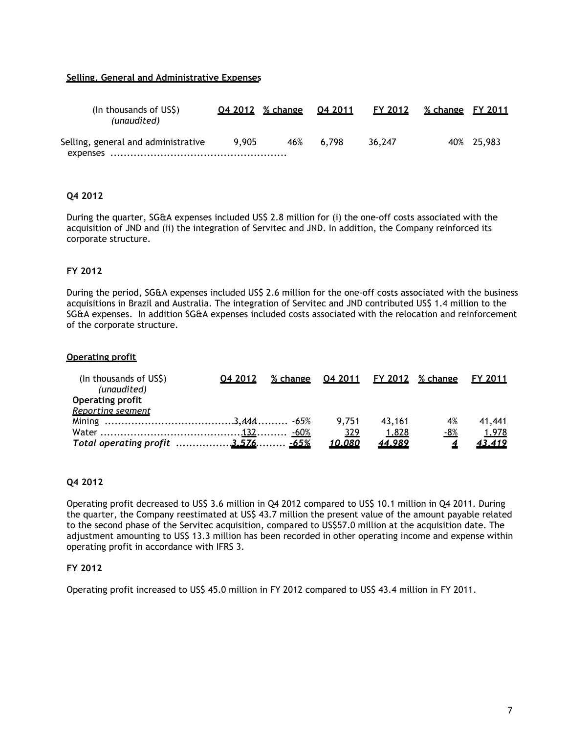**Selling, General and Administrative Expenses**

| (In thousands of US$) *(unaudited)* | Q4 2012 | % change | Q4 2011 | FY 2012 | % change | FY 2011 |
|---|---|---|---|---|---|---|
| Selling, general and administrative expenses | 9,905 | 46% | 6,798 | 36,247 | 40% | 25,983 |

**Q4 2012**

During the quarter, SG&A expenses included US$ 2.8 million for (i) the one-off costs associated with the acquisition of JND and (ii) the integration of Servitec and JND. In addition, the Company reinforced its corporate structure.

**FY 2012**

During the period, SG&A expenses included US$ 2.6 million for the one-off costs associated with the business acquisitions in Brazil and Australia. The integration of Servitec and JND contributed US$ 1.4 million to the SG&A expenses. In addition SG&A expenses included costs associated with the relocation and reinforcement of the corporate structure.

**Operating profit**

| (In thousands of US$) *(unaudited)* | Q4 2012 | % change | Q4 2011 | FY 2012 | % change | FY 2011 |
|---|---|---|---|---|---|---|
| **Operating profit** | | | | | | |
| *Reporting segment* | | | | | | |
| Mining | 3,444 | *-65%* | 9,751 | 43,161 | 4% | 41,441 |
| Water | 132 | -60% | 329 | 1,828 | -8% | 1,978 |
| ***Total operating profit*** | ***3,576*** | ***-65%*** | ***10,080*** | ***44,989*** | ***4*** | ***43,419*** |

**Q4 2012**

Operating profit decreased to US$ 3.6 million in Q4 2012 compared to US$ 10.1 million in Q4 2011. During the quarter, the Company reestimated at US$ 43.7 million the present value of the amount payable related to the second phase of the Servitec acquisition, compared to US$57.0 million at the acquisition date. The adjustment amounting to US$ 13.3 million has been recorded in other operating income and expense within operating profit in accordance with IFRS 3.

**FY 2012**

Operating profit increased to US$ 45.0 million in FY 2012 compared to US$ 43.4 million in FY 2011.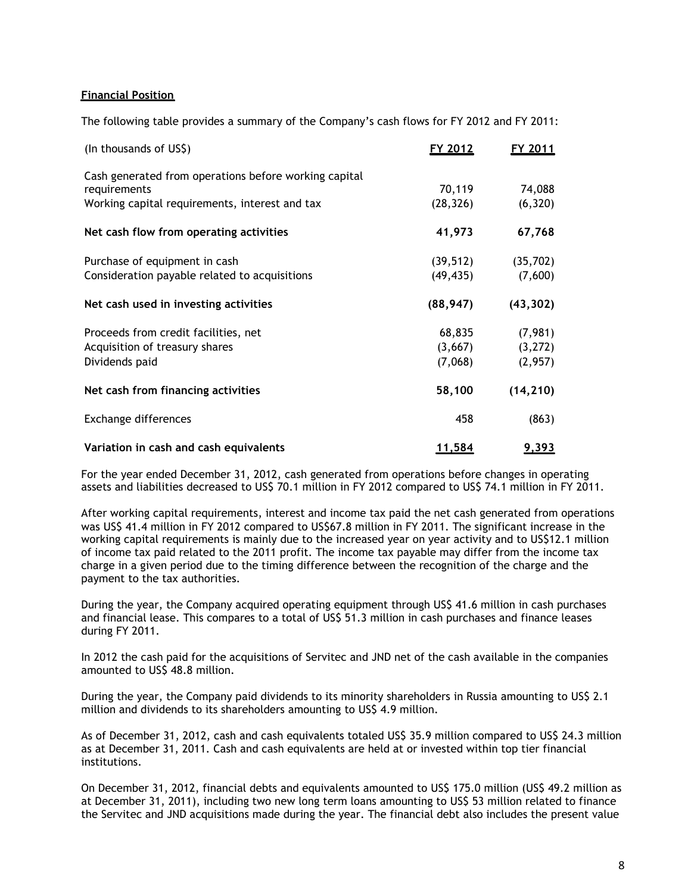**Financial Position**

The following table provides a summary of the Company's cash flows for FY 2012 and FY 2011:

| (In thousands of US$) | FY 2012 | FY 2011 |
|---|---|---|
| Cash generated from operations before working capital requirements | 70,119 | 74,088 |
| Working capital requirements, interest and tax | (28,326) | (6,320) |
| **Net cash flow from operating activities** | **41,973** | **67,768** |
| Purchase of equipment in cash | (39,512) | (35,702) |
| Consideration payable related to acquisitions | (49,435) | (7,600) |
| **Net cash used in investing activities** | **(88,947)** | **(43,302)** |
| Proceeds from credit facilities, net | 68,835 | (7,981) |
| Acquisition of treasury shares | (3,667) | (3,272) |
| Dividends paid | (7,068) | (2,957) |
| **Net cash from financing activities** | **58,100** | **(14,210)** |
| Exchange differences | 458 | (863) |
| **Variation in cash and cash equivalents** | **11,584** | **9,393** |

For the year ended December 31, 2012, cash generated from operations before changes in operating assets and liabilities decreased to US$ 70.1 million in FY 2012 compared to US$ 74.1 million in FY 2011.

After working capital requirements, interest and income tax paid the net cash generated from operations was US$ 41.4 million in FY 2012 compared to US$67.8 million in FY 2011. The significant increase in the working capital requirements is mainly due to the increased year on year activity and to US$12.1 million of income tax paid related to the 2011 profit. The income tax payable may differ from the income tax charge in a given period due to the timing difference between the recognition of the charge and the payment to the tax authorities.

During the year, the Company acquired operating equipment through US$ 41.6 million in cash purchases and financial lease. This compares to a total of US$ 51.3 million in cash purchases and finance leases during FY 2011.

In 2012 the cash paid for the acquisitions of Servitec and JND net of the cash available in the companies amounted to US$ 48.8 million.

During the year, the Company paid dividends to its minority shareholders in Russia amounting to US$ 2.1 million and dividends to its shareholders amounting to US$ 4.9 million.

As of December 31, 2012, cash and cash equivalents totaled US$ 35.9 million compared to US$ 24.3 million as at December 31, 2011. Cash and cash equivalents are held at or invested within top tier financial institutions.

On December 31, 2012, financial debts and equivalents amounted to US$ 175.0 million (US$ 49.2 million as at December 31, 2011), including two new long term loans amounting to US$ 53 million related to finance the Servitec and JND acquisitions made during the year. The financial debt also includes the present value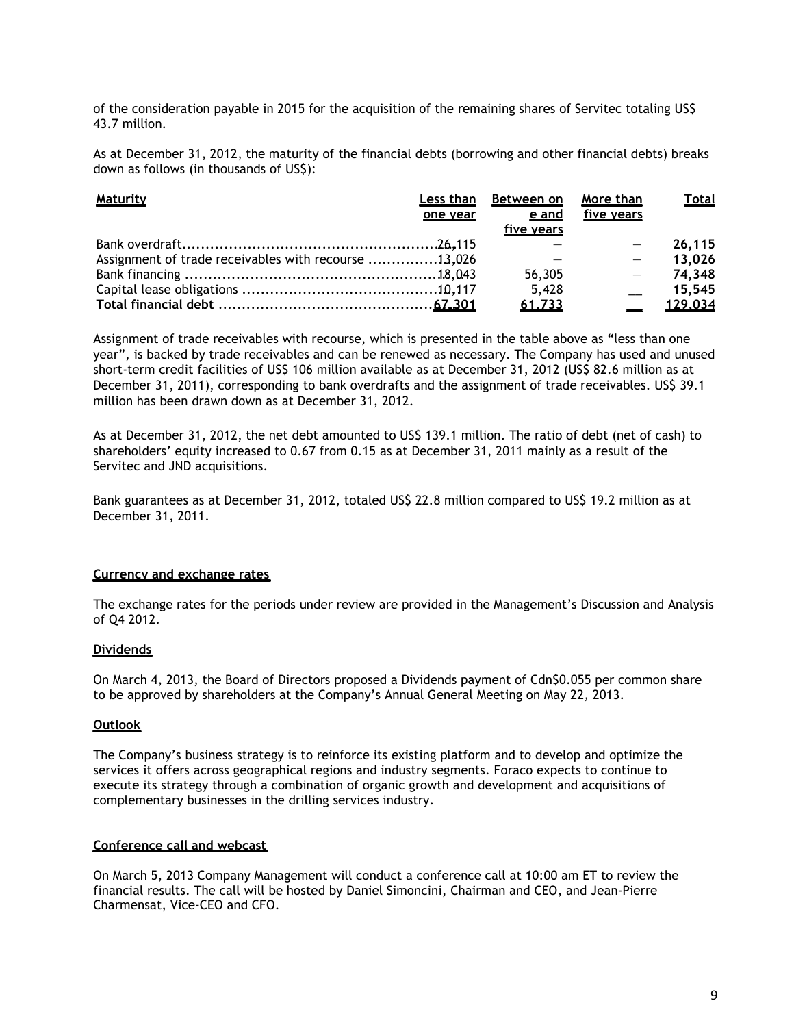of the consideration payable in 2015 for the acquisition of the remaining shares of Servitec totaling US$ 43.7 million.

As at December 31, 2012, the maturity of the financial debts (borrowing and other financial debts) breaks down as follows (in thousands of US$):

| Maturity | Less than one year | Between one and five years | More than five years | Total |
|---|---|---|---|---|
| Bank overdraft | 26,115 | – | – | **26,115** |
| Assignment of trade receivables with recourse | 13,026 | – | – | **13,026** |
| Bank financing | 18,043 | 56,305 | – | **74,348** |
| Capital lease obligations | 10,117 | 5,428 | __ | **15,545** |
| **Total financial debt** | **67,301** | **61,733** | __ | **129,034** |

Assignment of trade receivables with recourse, which is presented in the table above as "less than one year", is backed by trade receivables and can be renewed as necessary. The Company has used and unused short-term credit facilities of US$ 106 million available as at December 31, 2012 (US$ 82.6 million as at December 31, 2011), corresponding to bank overdrafts and the assignment of trade receivables. US$ 39.1 million has been drawn down as at December 31, 2012.

As at December 31, 2012, the net debt amounted to US$ 139.1 million. The ratio of debt (net of cash) to shareholders' equity increased to 0.67 from 0.15 as at December 31, 2011 mainly as a result of the Servitec and JND acquisitions.

Bank guarantees as at December 31, 2012, totaled US$ 22.8 million compared to US$ 19.2 million as at December 31, 2011.

## Currency and exchange rates

The exchange rates for the periods under review are provided in the Management's Discussion and Analysis of Q4 2012.

## Dividends

On March 4, 2013, the Board of Directors proposed a Dividends payment of Cdn$0.055 per common share to be approved by shareholders at the Company's Annual General Meeting on May 22, 2013.

## Outlook

The Company's business strategy is to reinforce its existing platform and to develop and optimize the services it offers across geographical regions and industry segments. Foraco expects to continue to execute its strategy through a combination of organic growth and development and acquisitions of complementary businesses in the drilling services industry.

## Conference call and webcast

On March 5, 2013 Company Management will conduct a conference call at 10:00 am ET to review the financial results. The call will be hosted by Daniel Simoncini, Chairman and CEO, and Jean-Pierre Charmensat, Vice-CEO and CFO.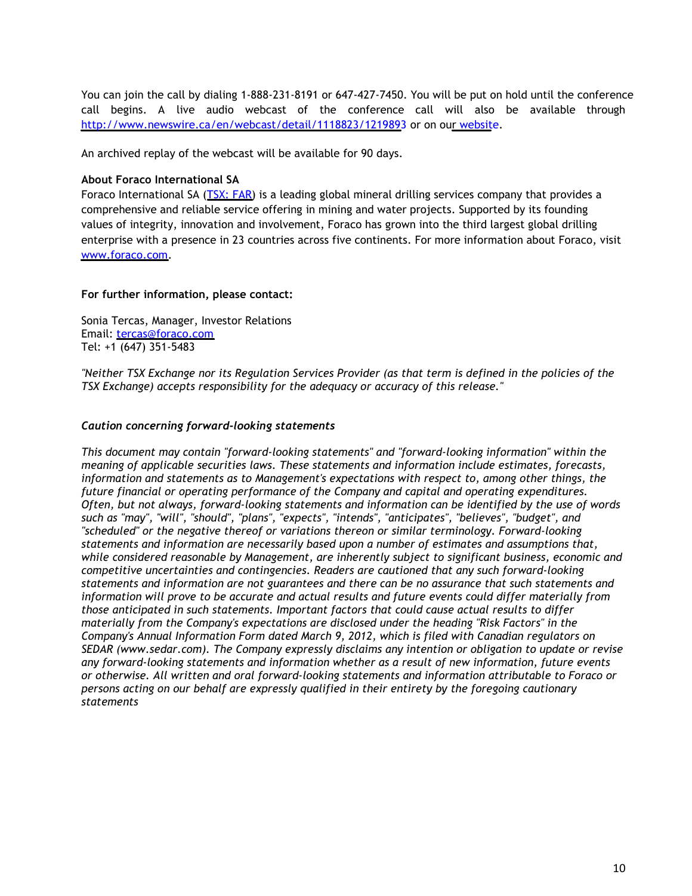You can join the call by dialing 1-888-231-8191 or 647-427-7450. You will be put on hold until the conference call begins. A live audio webcast of the conference call will also be available through http://www.newswire.ca/en/webcast/detail/1118823/1219893 or on our website.

An archived replay of the webcast will be available for 90 days.

**About Foraco International SA**

Foraco International SA (TSX: FAR) is a leading global mineral drilling services company that provides a comprehensive and reliable service offering in mining and water projects. Supported by its founding values of integrity, innovation and involvement, Foraco has grown into the third largest global drilling enterprise with a presence in 23 countries across five continents. For more information about Foraco, visit www.foraco.com.

**For further information, please contact:**

Sonia Tercas, Manager, Investor Relations
Email: tercas@foraco.com
Tel: +1 (647) 351-5483

*"Neither TSX Exchange nor its Regulation Services Provider (as that term is defined in the policies of the TSX Exchange) accepts responsibility for the adequacy or accuracy of this release."*

***Caution concerning forward-looking statements***

*This document may contain "forward-looking statements" and "forward-looking information" within the meaning of applicable securities laws. These statements and information include estimates, forecasts, information and statements as to Management's expectations with respect to, among other things, the future financial or operating performance of the Company and capital and operating expenditures. Often, but not always, forward-looking statements and information can be identified by the use of words such as "may", "will", "should", "plans", "expects", "intends", "anticipates", "believes", "budget", and "scheduled" or the negative thereof or variations thereon or similar terminology. Forward-looking statements and information are necessarily based upon a number of estimates and assumptions that, while considered reasonable by Management, are inherently subject to significant business, economic and competitive uncertainties and contingencies. Readers are cautioned that any such forward-looking statements and information are not guarantees and there can be no assurance that such statements and information will prove to be accurate and actual results and future events could differ materially from those anticipated in such statements. Important factors that could cause actual results to differ materially from the Company's expectations are disclosed under the heading "Risk Factors" in the Company's Annual Information Form dated March 9, 2012, which is filed with Canadian regulators on SEDAR (www.sedar.com). The Company expressly disclaims any intention or obligation to update or revise any forward-looking statements and information whether as a result of new information, future events or otherwise. All written and oral forward-looking statements and information attributable to Foraco or persons acting on our behalf are expressly qualified in their entirety by the foregoing cautionary statements*